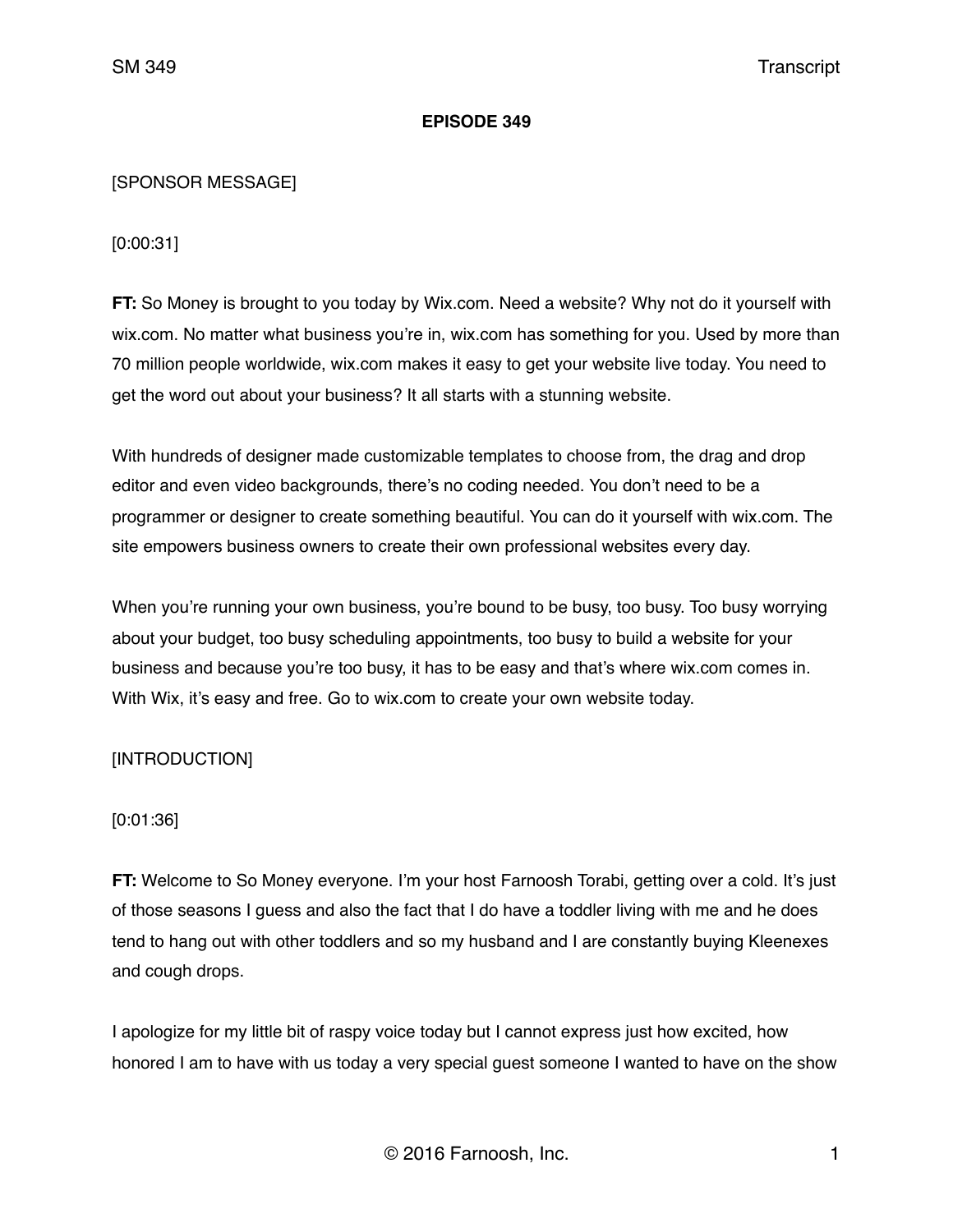**EPISODE 349**

[SPONSOR MESSAGE]

[0:00:31]

**FT:** So Money is brought to you today by Wix.com. Need a website? Why not do it yourself with wix.com. No matter what business you're in, wix.com has something for you. Used by more than 70 million people worldwide, wix.com makes it easy to get your website live today. You need to get the word out about your business? It all starts with a stunning website.

With hundreds of designer made customizable templates to choose from, the drag and drop editor and even video backgrounds, there's no coding needed. You don't need to be a programmer or designer to create something beautiful. You can do it yourself with wix.com. The site empowers business owners to create their own professional websites every day.

When you're running your own business, you're bound to be busy, too busy. Too busy worrying about your budget, too busy scheduling appointments, too busy to build a website for your business and because you're too busy, it has to be easy and that's where wix.com comes in. With Wix, it's easy and free. Go to wix.com to create your own website today.

[INTRODUCTION]

[0:01:36]

**FT:** Welcome to So Money everyone. I'm your host Farnoosh Torabi, getting over a cold. It's just of those seasons I guess and also the fact that I do have a toddler living with me and he does tend to hang out with other toddlers and so my husband and I are constantly buying Kleenexes and cough drops.

I apologize for my little bit of raspy voice today but I cannot express just how excited, how honored I am to have with us today a very special guest someone I wanted to have on the show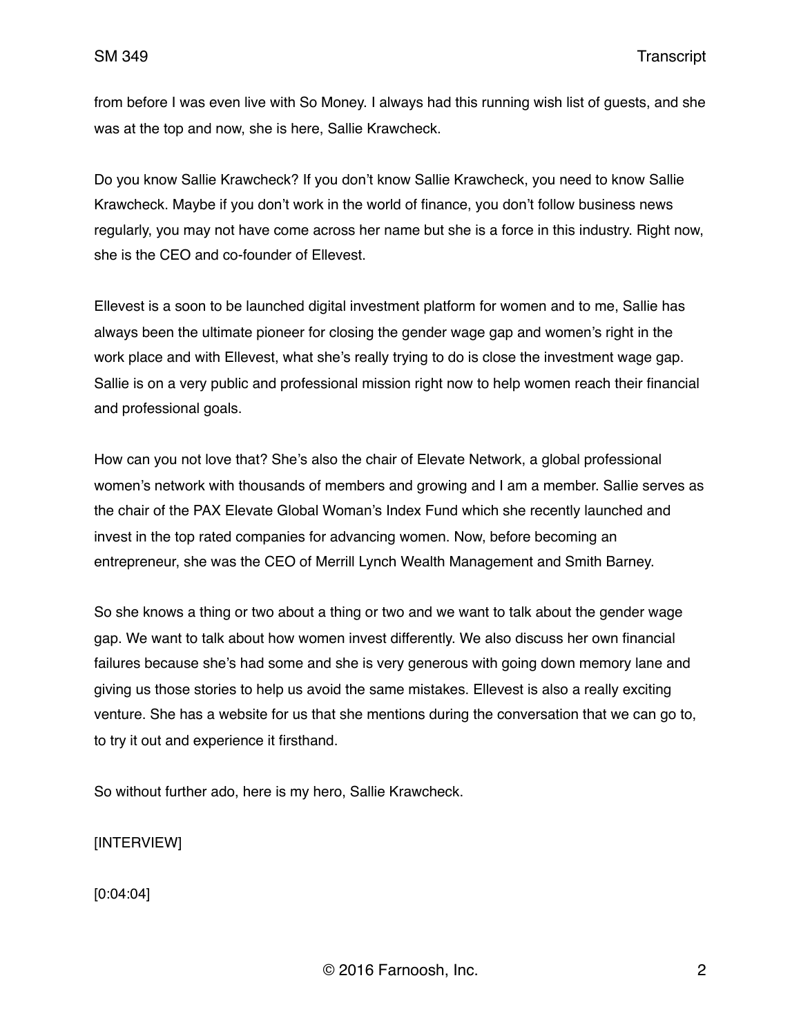from before I was even live with So Money. I always had this running wish list of guests, and she was at the top and now, she is here, Sallie Krawcheck.

Do you know Sallie Krawcheck? If you don't know Sallie Krawcheck, you need to know Sallie Krawcheck. Maybe if you don't work in the world of finance, you don't follow business news regularly, you may not have come across her name but she is a force in this industry. Right now, she is the CEO and co-founder of Ellevest.

Ellevest is a soon to be launched digital investment platform for women and to me, Sallie has always been the ultimate pioneer for closing the gender wage gap and women's right in the work place and with Ellevest, what she's really trying to do is close the investment wage gap. Sallie is on a very public and professional mission right now to help women reach their financial and professional goals.

How can you not love that? She's also the chair of Elevate Network, a global professional women's network with thousands of members and growing and I am a member. Sallie serves as the chair of the PAX Elevate Global Woman's Index Fund which she recently launched and invest in the top rated companies for advancing women. Now, before becoming an entrepreneur, she was the CEO of Merrill Lynch Wealth Management and Smith Barney.

So she knows a thing or two about a thing or two and we want to talk about the gender wage gap. We want to talk about how women invest differently. We also discuss her own financial failures because she's had some and she is very generous with going down memory lane and giving us those stories to help us avoid the same mistakes. Ellevest is also a really exciting venture. She has a website for us that she mentions during the conversation that we can go to, to try it out and experience it firsthand.

So without further ado, here is my hero, Sallie Krawcheck.

[INTERVIEW]

[0:04:04]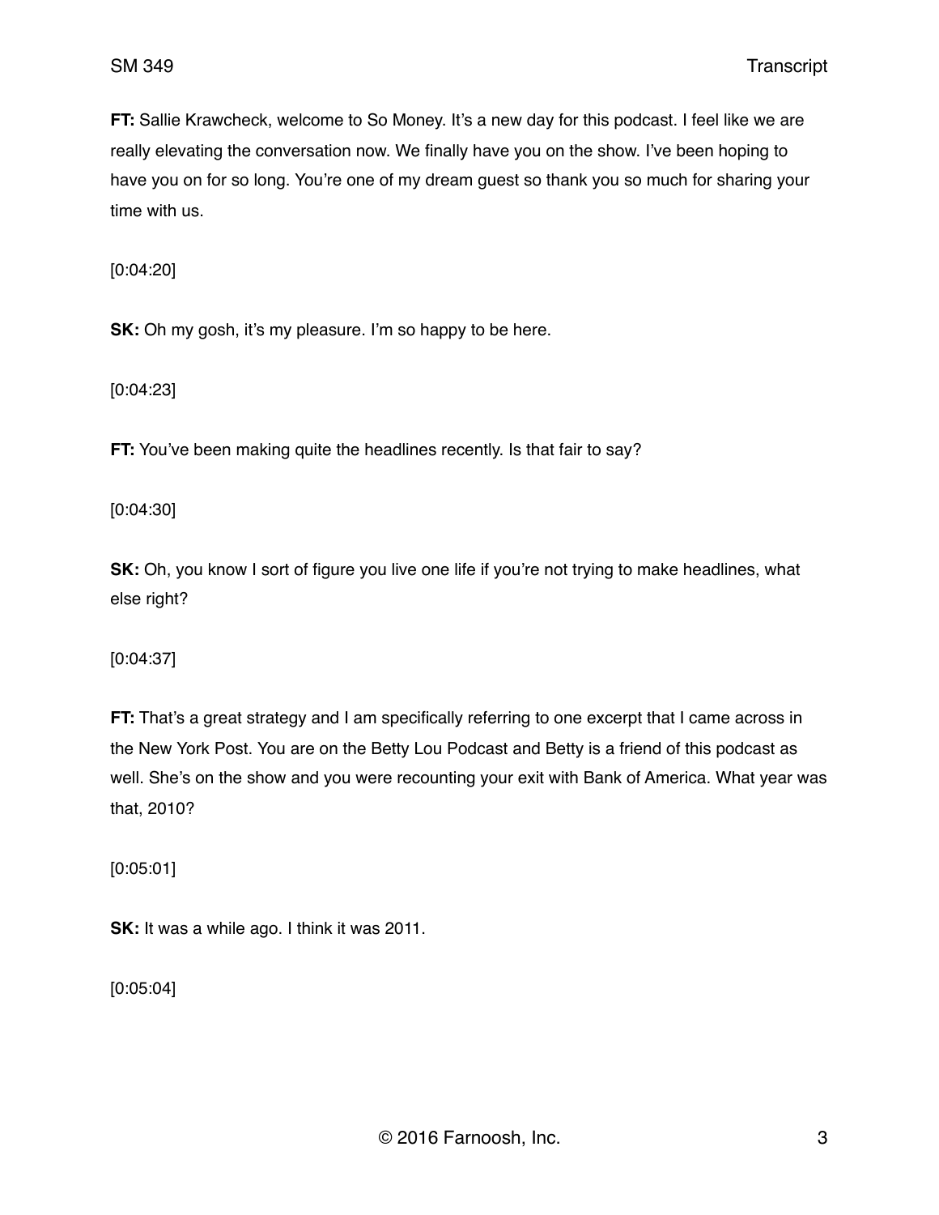**FT:** Sallie Krawcheck, welcome to So Money. It's a new day for this podcast. I feel like we are really elevating the conversation now. We finally have you on the show. I've been hoping to have you on for so long. You're one of my dream guest so thank you so much for sharing your time with us.

[0:04:20]

**SK:** Oh my gosh, it's my pleasure. I'm so happy to be here.

[0:04:23]

**FT:** You've been making quite the headlines recently. Is that fair to say?

[0:04:30]

**SK:** Oh, you know I sort of figure you live one life if you're not trying to make headlines, what else right?

[0:04:37]

**FT:** That's a great strategy and I am specifically referring to one excerpt that I came across in the New York Post. You are on the Betty Lou Podcast and Betty is a friend of this podcast as well. She's on the show and you were recounting your exit with Bank of America. What year was that, 2010?

[0:05:01]

**SK:** It was a while ago. I think it was 2011.

[0:05:04]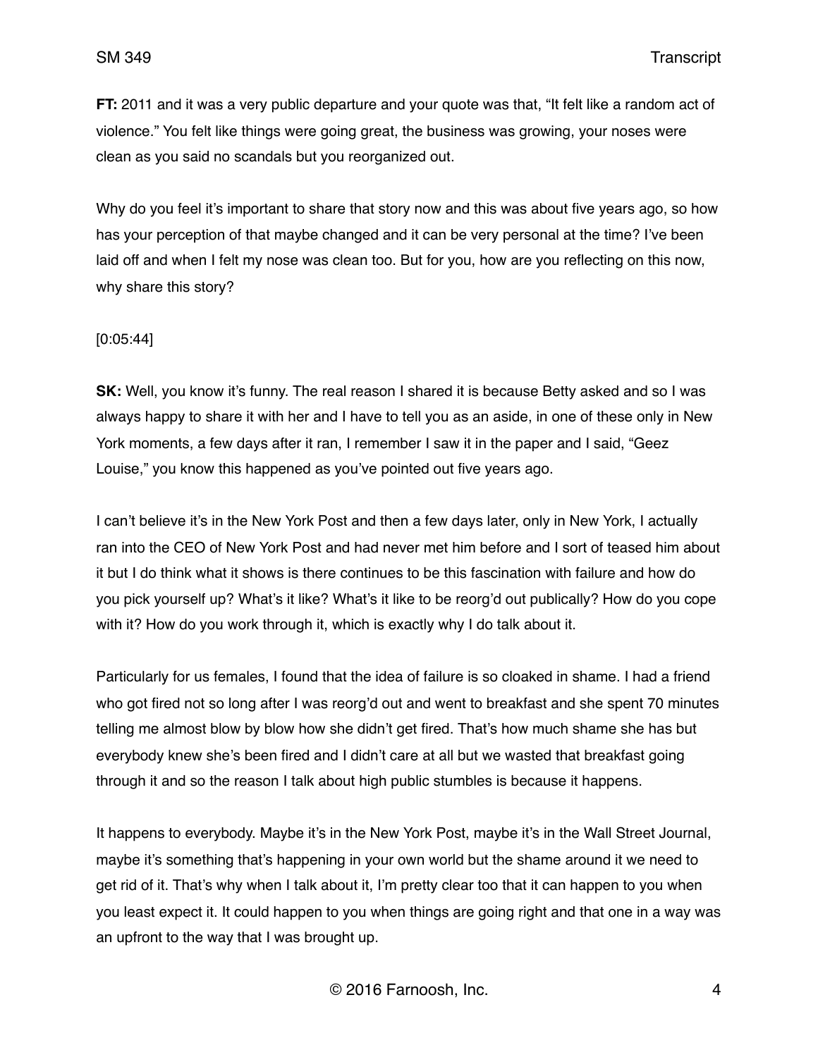**FT:** 2011 and it was a very public departure and your quote was that, "It felt like a random act of violence." You felt like things were going great, the business was growing, your noses were clean as you said no scandals but you reorganized out.

Why do you feel it's important to share that story now and this was about five years ago, so how has your perception of that maybe changed and it can be very personal at the time? I've been laid off and when I felt my nose was clean too. But for you, how are you reflecting on this now, why share this story?

[0:05:44]

**SK:** Well, you know it's funny. The real reason I shared it is because Betty asked and so I was always happy to share it with her and I have to tell you as an aside, in one of these only in New York moments, a few days after it ran, I remember I saw it in the paper and I said, "Geez Louise," you know this happened as you've pointed out five years ago.

I can't believe it's in the New York Post and then a few days later, only in New York, I actually ran into the CEO of New York Post and had never met him before and I sort of teased him about it but I do think what it shows is there continues to be this fascination with failure and how do you pick yourself up? What's it like? What's it like to be reorg'd out publically? How do you cope with it? How do you work through it, which is exactly why I do talk about it.

Particularly for us females, I found that the idea of failure is so cloaked in shame. I had a friend who got fired not so long after I was reorg'd out and went to breakfast and she spent 70 minutes telling me almost blow by blow how she didn't get fired. That's how much shame she has but everybody knew she's been fired and I didn't care at all but we wasted that breakfast going through it and so the reason I talk about high public stumbles is because it happens.

It happens to everybody. Maybe it's in the New York Post, maybe it's in the Wall Street Journal, maybe it's something that's happening in your own world but the shame around it we need to get rid of it. That's why when I talk about it, I'm pretty clear too that it can happen to you when you least expect it. It could happen to you when things are going right and that one in a way was an upfront to the way that I was brought up.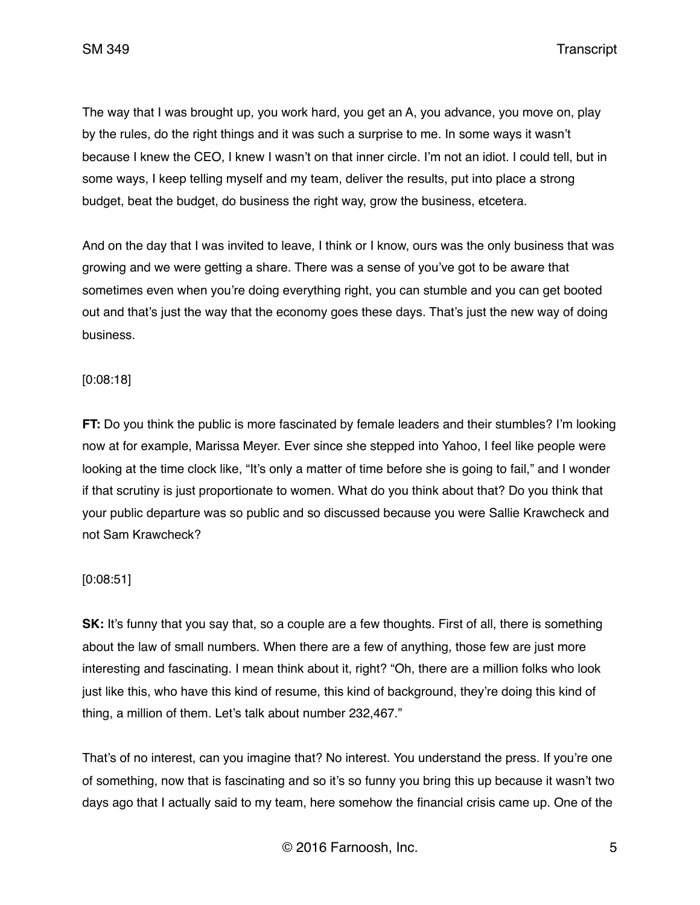The way that I was brought up, you work hard, you get an A, you advance, you move on, play by the rules, do the right things and it was such a surprise to me. In some ways it wasn't because I knew the CEO, I knew I wasn't on that inner circle. I'm not an idiot. I could tell, but in some ways, I keep telling myself and my team, deliver the results, put into place a strong budget, beat the budget, do business the right way, grow the business, etcetera.

And on the day that I was invited to leave, I think or I know, ours was the only business that was growing and we were getting a share. There was a sense of you've got to be aware that sometimes even when you're doing everything right, you can stumble and you can get booted out and that's just the way that the economy goes these days. That's just the new way of doing business.

[0:08:18]

**FT:** Do you think the public is more fascinated by female leaders and their stumbles? I'm looking now at for example, Marissa Meyer. Ever since she stepped into Yahoo, I feel like people were looking at the time clock like, "It's only a matter of time before she is going to fail," and I wonder if that scrutiny is just proportionate to women. What do you think about that? Do you think that your public departure was so public and so discussed because you were Sallie Krawcheck and not Sam Krawcheck?

[0:08:51]

**SK:** It's funny that you say that, so a couple are a few thoughts. First of all, there is something about the law of small numbers. When there are a few of anything, those few are just more interesting and fascinating. I mean think about it, right? "Oh, there are a million folks who look just like this, who have this kind of resume, this kind of background, they're doing this kind of thing, a million of them. Let's talk about number 232,467."

That's of no interest, can you imagine that? No interest. You understand the press. If you're one of something, now that is fascinating and so it's so funny you bring this up because it wasn't two days ago that I actually said to my team, here somehow the financial crisis came up. One of the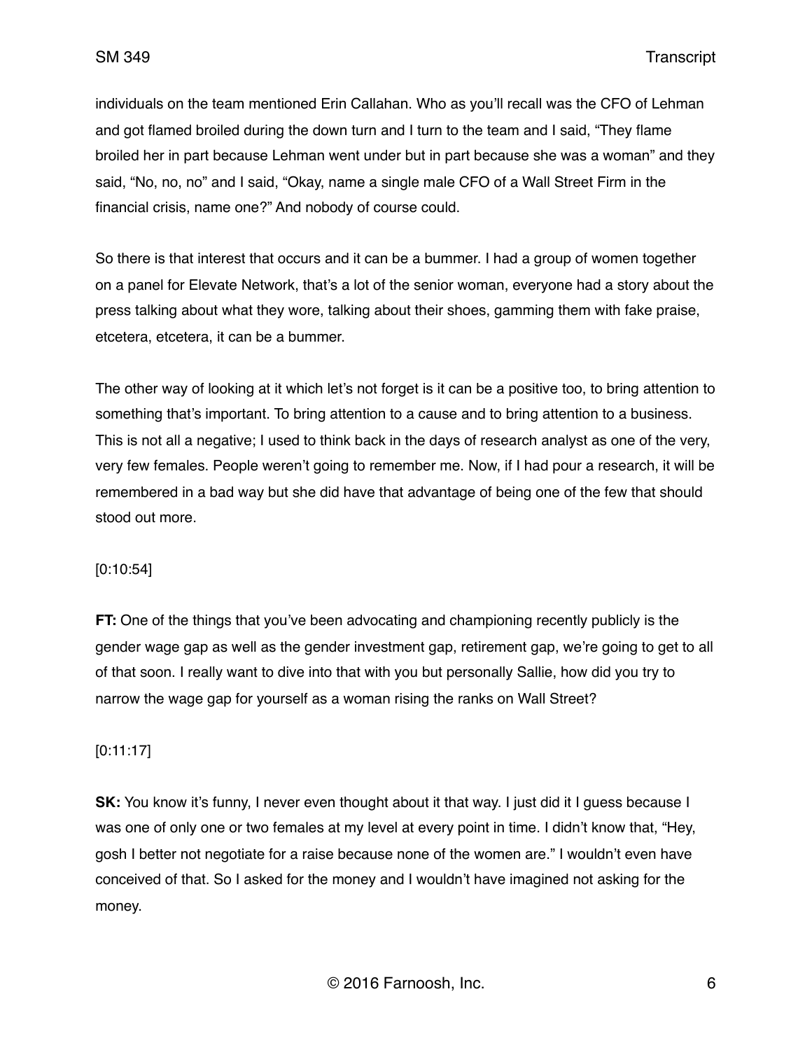individuals on the team mentioned Erin Callahan. Who as you'll recall was the CFO of Lehman and got flamed broiled during the down turn and I turn to the team and I said, "They flame broiled her in part because Lehman went under but in part because she was a woman" and they said, "No, no, no" and I said, "Okay, name a single male CFO of a Wall Street Firm in the financial crisis, name one?" And nobody of course could.

So there is that interest that occurs and it can be a bummer. I had a group of women together on a panel for Elevate Network, that's a lot of the senior woman, everyone had a story about the press talking about what they wore, talking about their shoes, gamming them with fake praise, etcetera, etcetera, it can be a bummer.

The other way of looking at it which let's not forget is it can be a positive too, to bring attention to something that's important. To bring attention to a cause and to bring attention to a business. This is not all a negative; I used to think back in the days of research analyst as one of the very, very few females. People weren't going to remember me. Now, if I had pour a research, it will be remembered in a bad way but she did have that advantage of being one of the few that should stood out more.

[0:10:54]

**FT:** One of the things that you've been advocating and championing recently publicly is the gender wage gap as well as the gender investment gap, retirement gap, we're going to get to all of that soon. I really want to dive into that with you but personally Sallie, how did you try to narrow the wage gap for yourself as a woman rising the ranks on Wall Street?

[0:11:17]

**SK:** You know it's funny, I never even thought about it that way. I just did it I guess because I was one of only one or two females at my level at every point in time. I didn't know that, "Hey, gosh I better not negotiate for a raise because none of the women are." I wouldn't even have conceived of that. So I asked for the money and I wouldn't have imagined not asking for the money.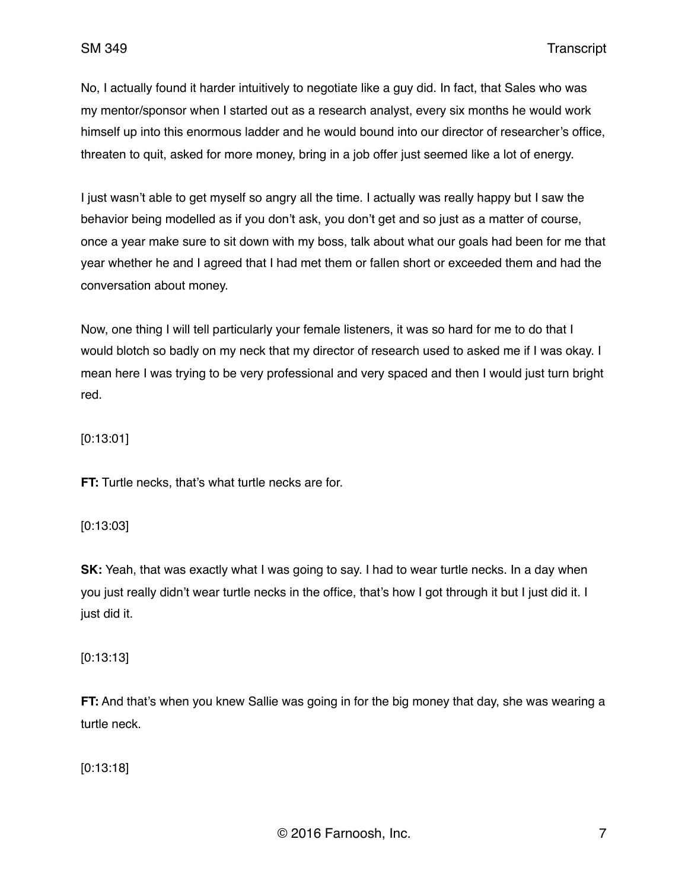No, I actually found it harder intuitively to negotiate like a guy did. In fact, that Sales who was my mentor/sponsor when I started out as a research analyst, every six months he would work himself up into this enormous ladder and he would bound into our director of researcher's office, threaten to quit, asked for more money, bring in a job offer just seemed like a lot of energy.

I just wasn't able to get myself so angry all the time. I actually was really happy but I saw the behavior being modelled as if you don't ask, you don't get and so just as a matter of course, once a year make sure to sit down with my boss, talk about what our goals had been for me that year whether he and I agreed that I had met them or fallen short or exceeded them and had the conversation about money.

Now, one thing I will tell particularly your female listeners, it was so hard for me to do that I would blotch so badly on my neck that my director of research used to asked me if I was okay. I mean here I was trying to be very professional and very spaced and then I would just turn bright red.

[0:13:01]

**FT:** Turtle necks, that's what turtle necks are for.

[0:13:03]

**SK:** Yeah, that was exactly what I was going to say. I had to wear turtle necks. In a day when you just really didn't wear turtle necks in the office, that's how I got through it but I just did it. I just did it.

[0:13:13]

**FT:** And that's when you knew Sallie was going in for the big money that day, she was wearing a turtle neck.

[0:13:18]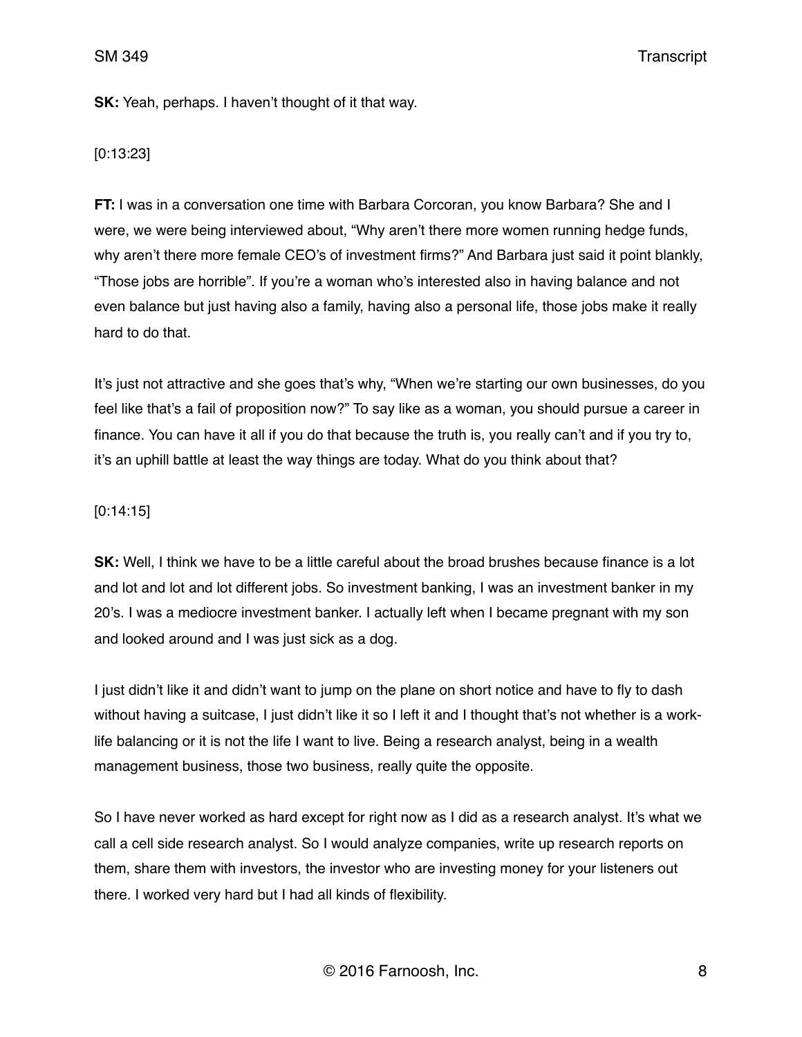**SK:** Yeah, perhaps. I haven't thought of it that way.

[0:13:23]

**FT:** I was in a conversation one time with Barbara Corcoran, you know Barbara? She and I were, we were being interviewed about, "Why aren't there more women running hedge funds, why aren't there more female CEO's of investment firms?" And Barbara just said it point blankly, "Those jobs are horrible". If you're a woman who's interested also in having balance and not even balance but just having also a family, having also a personal life, those jobs make it really hard to do that.

It's just not attractive and she goes that's why, "When we're starting our own businesses, do you feel like that's a fail of proposition now?" To say like as a woman, you should pursue a career in finance. You can have it all if you do that because the truth is, you really can't and if you try to, it's an uphill battle at least the way things are today. What do you think about that?

[0:14:15]

**SK:** Well, I think we have to be a little careful about the broad brushes because finance is a lot and lot and lot and lot different jobs. So investment banking, I was an investment banker in my 20's. I was a mediocre investment banker. I actually left when I became pregnant with my son and looked around and I was just sick as a dog.

I just didn't like it and didn't want to jump on the plane on short notice and have to fly to dash without having a suitcase, I just didn't like it so I left it and I thought that's not whether is a work-life balancing or it is not the life I want to live. Being a research analyst, being in a wealth management business, those two business, really quite the opposite.

So I have never worked as hard except for right now as I did as a research analyst. It's what we call a cell side research analyst. So I would analyze companies, write up research reports on them, share them with investors, the investor who are investing money for your listeners out there. I worked very hard but I had all kinds of flexibility.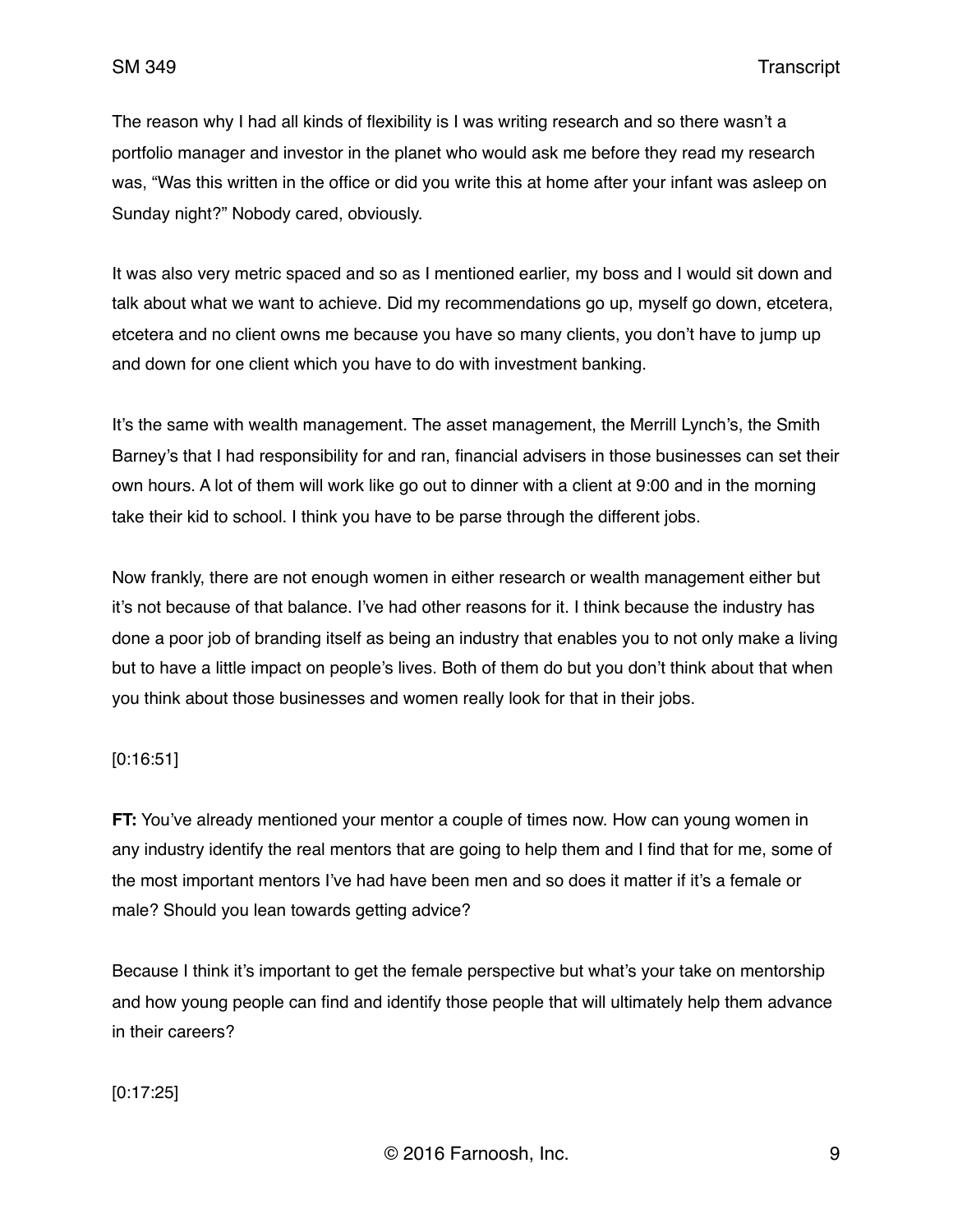The reason why I had all kinds of flexibility is I was writing research and so there wasn't a portfolio manager and investor in the planet who would ask me before they read my research was, "Was this written in the office or did you write this at home after your infant was asleep on Sunday night?" Nobody cared, obviously.

It was also very metric spaced and so as I mentioned earlier, my boss and I would sit down and talk about what we want to achieve. Did my recommendations go up, myself go down, etcetera, etcetera and no client owns me because you have so many clients, you don't have to jump up and down for one client which you have to do with investment banking.

It's the same with wealth management. The asset management, the Merrill Lynch's, the Smith Barney's that I had responsibility for and ran, financial advisers in those businesses can set their own hours. A lot of them will work like go out to dinner with a client at 9:00 and in the morning take their kid to school. I think you have to be parse through the different jobs.

Now frankly, there are not enough women in either research or wealth management either but it's not because of that balance. I've had other reasons for it. I think because the industry has done a poor job of branding itself as being an industry that enables you to not only make a living but to have a little impact on people's lives. Both of them do but you don't think about that when you think about those businesses and women really look for that in their jobs.

[0:16:51]

**FT:** You've already mentioned your mentor a couple of times now. How can young women in any industry identify the real mentors that are going to help them and I find that for me, some of the most important mentors I've had have been men and so does it matter if it's a female or male? Should you lean towards getting advice?

Because I think it's important to get the female perspective but what's your take on mentorship and how young people can find and identify those people that will ultimately help them advance in their careers?

[0:17:25]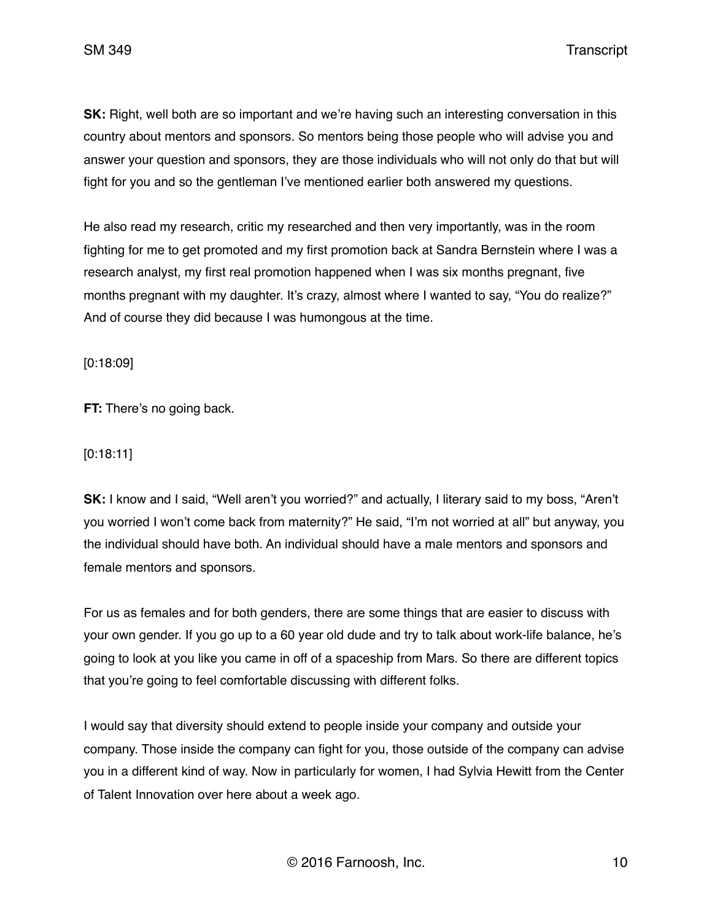**SK:** Right, well both are so important and we're having such an interesting conversation in this country about mentors and sponsors. So mentors being those people who will advise you and answer your question and sponsors, they are those individuals who will not only do that but will fight for you and so the gentleman I've mentioned earlier both answered my questions.

He also read my research, critic my researched and then very importantly, was in the room fighting for me to get promoted and my first promotion back at Sandra Bernstein where I was a research analyst, my first real promotion happened when I was six months pregnant, five months pregnant with my daughter. It's crazy, almost where I wanted to say, "You do realize?" And of course they did because I was humongous at the time.

[0:18:09]

**FT:** There's no going back.

[0:18:11]

**SK:** I know and I said, "Well aren't you worried?" and actually, I literary said to my boss, "Aren't you worried I won't come back from maternity?" He said, "I'm not worried at all" but anyway, you the individual should have both. An individual should have a male mentors and sponsors and female mentors and sponsors.

For us as females and for both genders, there are some things that are easier to discuss with your own gender. If you go up to a 60 year old dude and try to talk about work-life balance, he's going to look at you like you came in off of a spaceship from Mars. So there are different topics that you're going to feel comfortable discussing with different folks.

I would say that diversity should extend to people inside your company and outside your company. Those inside the company can fight for you, those outside of the company can advise you in a different kind of way. Now in particularly for women, I had Sylvia Hewitt from the Center of Talent Innovation over here about a week ago.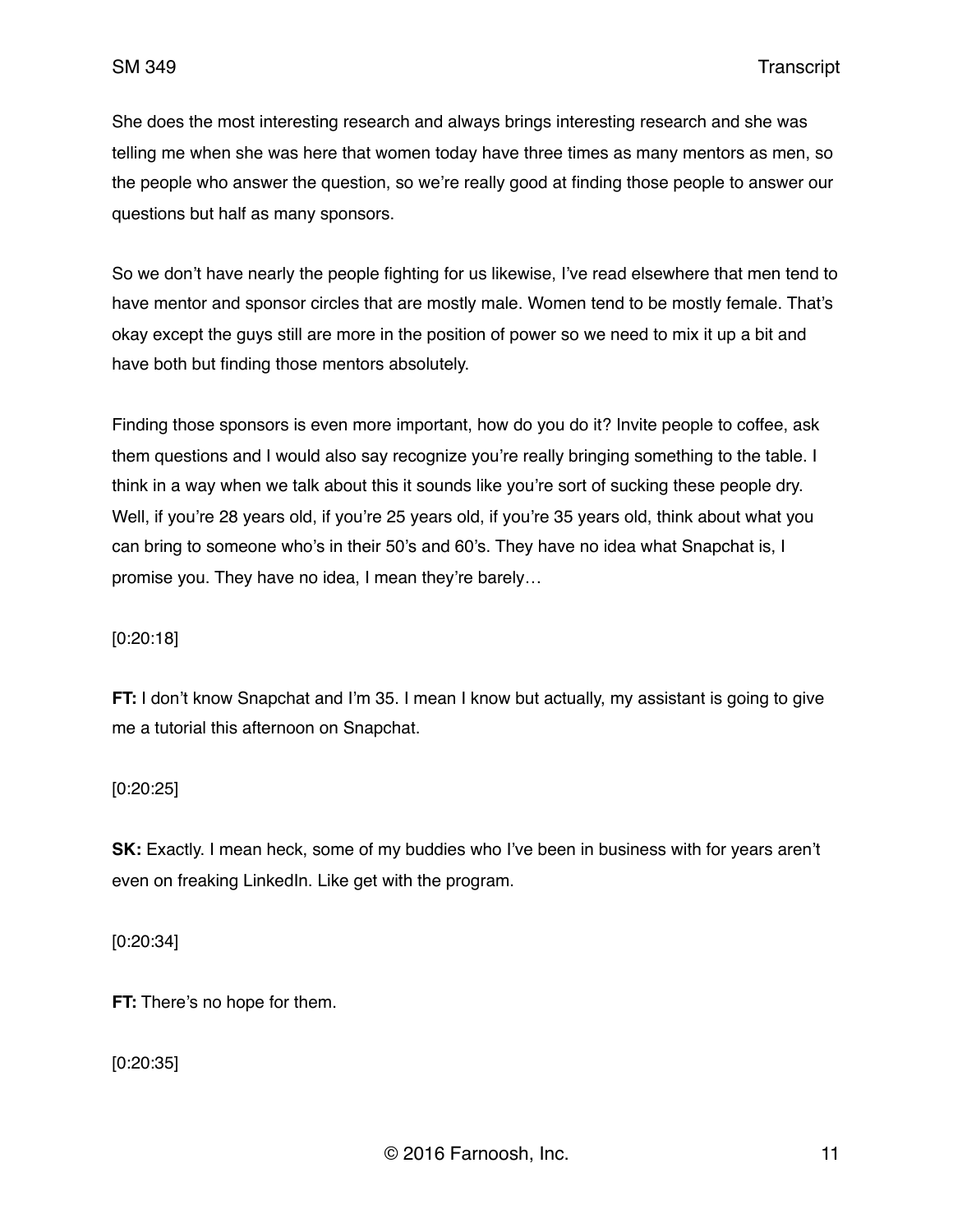She does the most interesting research and always brings interesting research and she was telling me when she was here that women today have three times as many mentors as men, so the people who answer the question, so we're really good at finding those people to answer our questions but half as many sponsors.

So we don't have nearly the people fighting for us likewise, I've read elsewhere that men tend to have mentor and sponsor circles that are mostly male. Women tend to be mostly female. That's okay except the guys still are more in the position of power so we need to mix it up a bit and have both but finding those mentors absolutely.

Finding those sponsors is even more important, how do you do it? Invite people to coffee, ask them questions and I would also say recognize you're really bringing something to the table. I think in a way when we talk about this it sounds like you're sort of sucking these people dry. Well, if you're 28 years old, if you're 25 years old, if you're 35 years old, think about what you can bring to someone who's in their 50's and 60's. They have no idea what Snapchat is, I promise you. They have no idea, I mean they're barely…

[0:20:18]

**FT:** I don't know Snapchat and I'm 35. I mean I know but actually, my assistant is going to give me a tutorial this afternoon on Snapchat.

[0:20:25]

**SK:** Exactly. I mean heck, some of my buddies who I've been in business with for years aren't even on freaking LinkedIn. Like get with the program.

[0:20:34]

**FT:** There's no hope for them.

[0:20:35]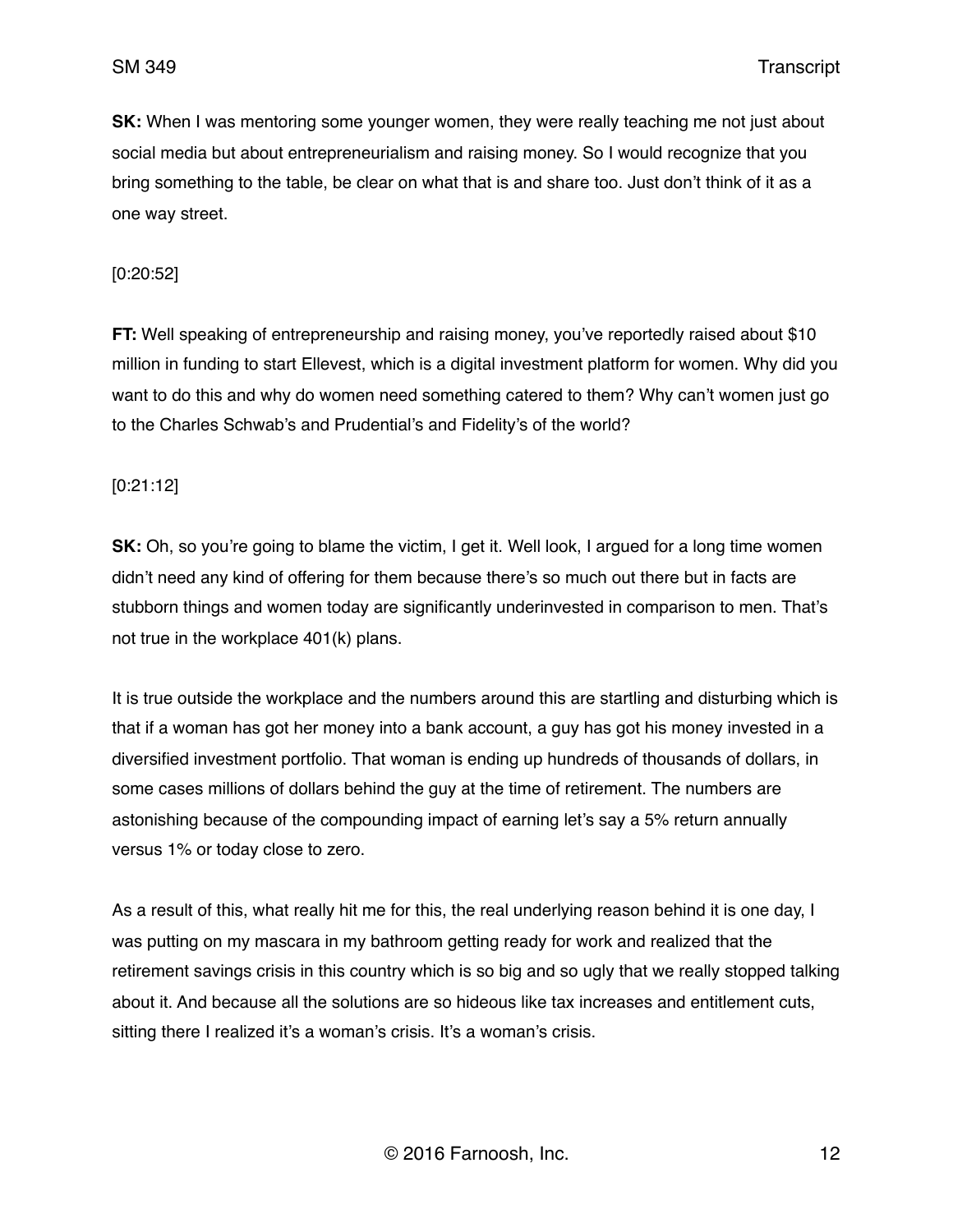**SK:** When I was mentoring some younger women, they were really teaching me not just about social media but about entrepreneurialism and raising money. So I would recognize that you bring something to the table, be clear on what that is and share too. Just don't think of it as a one way street.

[0:20:52]

**FT:** Well speaking of entrepreneurship and raising money, you've reportedly raised about $10 million in funding to start Ellevest, which is a digital investment platform for women. Why did you want to do this and why do women need something catered to them? Why can't women just go to the Charles Schwab's and Prudential's and Fidelity's of the world?

[0:21:12]

**SK:** Oh, so you're going to blame the victim, I get it. Well look, I argued for a long time women didn't need any kind of offering for them because there's so much out there but in facts are stubborn things and women today are significantly underinvested in comparison to men. That's not true in the workplace 401(k) plans.

It is true outside the workplace and the numbers around this are startling and disturbing which is that if a woman has got her money into a bank account, a guy has got his money invested in a diversified investment portfolio. That woman is ending up hundreds of thousands of dollars, in some cases millions of dollars behind the guy at the time of retirement. The numbers are astonishing because of the compounding impact of earning let's say a 5% return annually versus 1% or today close to zero.

As a result of this, what really hit me for this, the real underlying reason behind it is one day, I was putting on my mascara in my bathroom getting ready for work and realized that the retirement savings crisis in this country which is so big and so ugly that we really stopped talking about it. And because all the solutions are so hideous like tax increases and entitlement cuts, sitting there I realized it's a woman's crisis. It's a woman's crisis.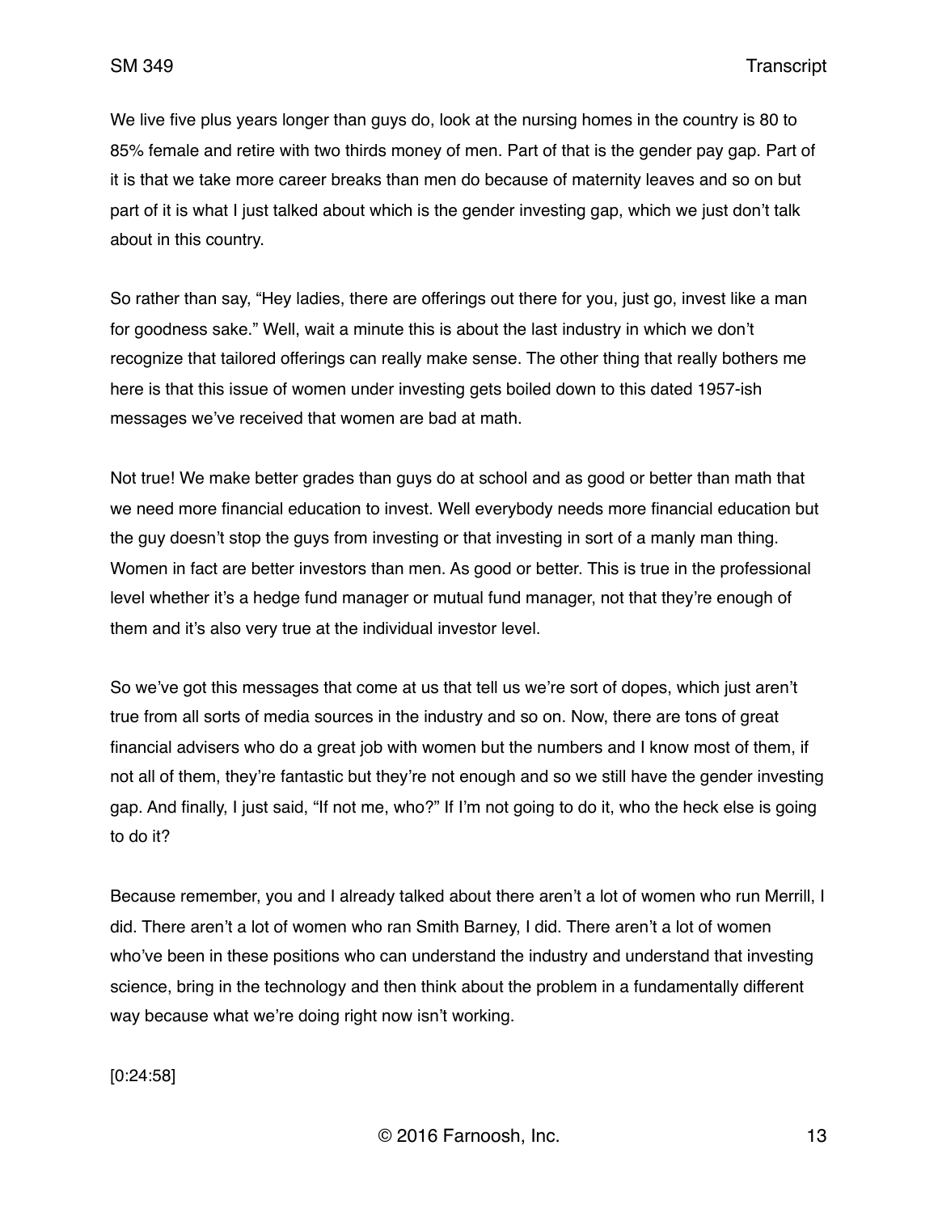We live five plus years longer than guys do, look at the nursing homes in the country is 80 to 85% female and retire with two thirds money of men. Part of that is the gender pay gap. Part of it is that we take more career breaks than men do because of maternity leaves and so on but part of it is what I just talked about which is the gender investing gap, which we just don't talk about in this country.

So rather than say, "Hey ladies, there are offerings out there for you, just go, invest like a man for goodness sake." Well, wait a minute this is about the last industry in which we don't recognize that tailored offerings can really make sense. The other thing that really bothers me here is that this issue of women under investing gets boiled down to this dated 1957-ish messages we've received that women are bad at math.

Not true! We make better grades than guys do at school and as good or better than math that we need more financial education to invest. Well everybody needs more financial education but the guy doesn't stop the guys from investing or that investing in sort of a manly man thing. Women in fact are better investors than men. As good or better. This is true in the professional level whether it's a hedge fund manager or mutual fund manager, not that they're enough of them and it's also very true at the individual investor level.

So we've got this messages that come at us that tell us we're sort of dopes, which just aren't true from all sorts of media sources in the industry and so on. Now, there are tons of great financial advisers who do a great job with women but the numbers and I know most of them, if not all of them, they're fantastic but they're not enough and so we still have the gender investing gap. And finally, I just said, "If not me, who?" If I'm not going to do it, who the heck else is going to do it?

Because remember, you and I already talked about there aren't a lot of women who run Merrill, I did. There aren't a lot of women who ran Smith Barney, I did. There aren't a lot of women who've been in these positions who can understand the industry and understand that investing science, bring in the technology and then think about the problem in a fundamentally different way because what we're doing right now isn't working.

[0:24:58]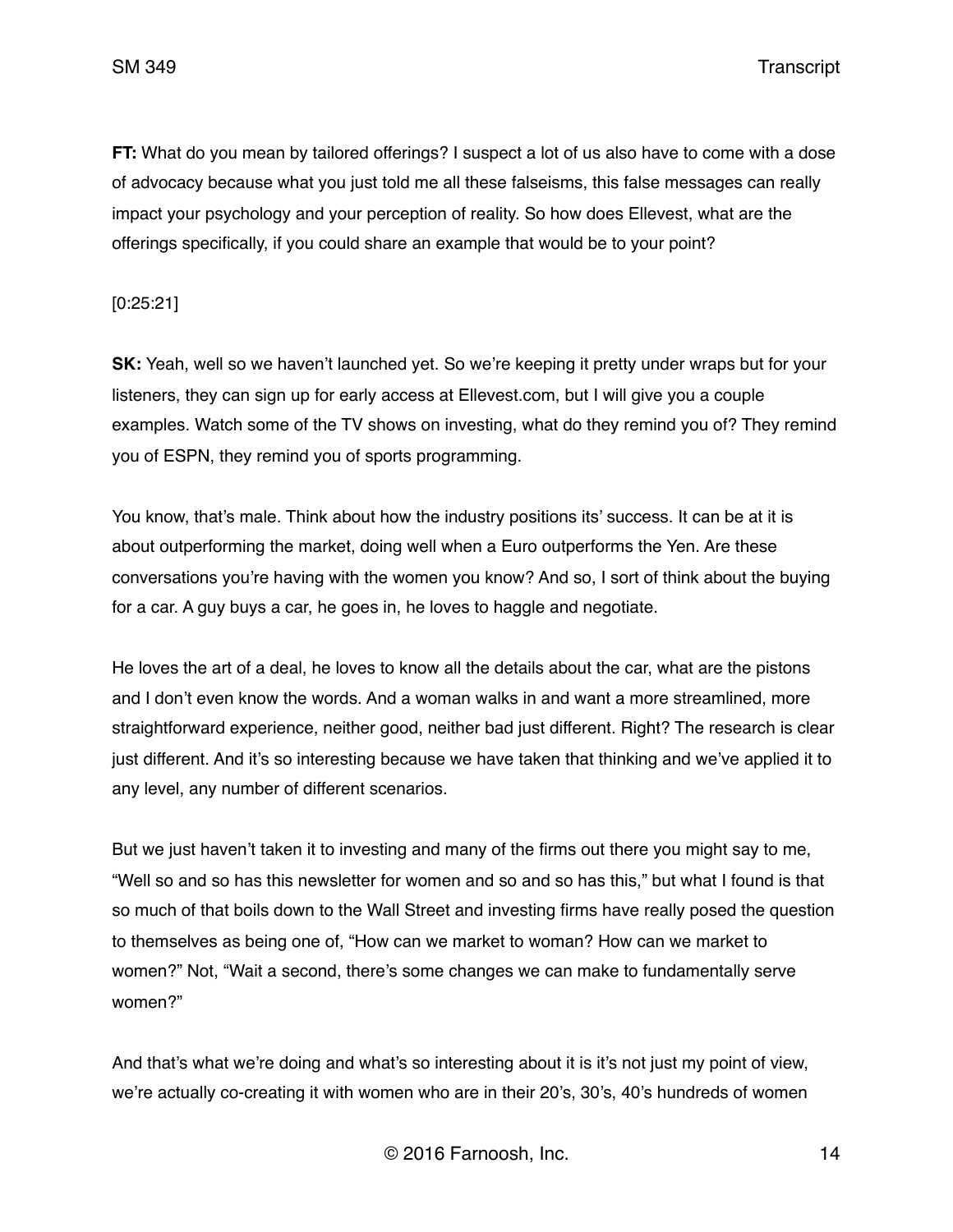**FT:** What do you mean by tailored offerings? I suspect a lot of us also have to come with a dose of advocacy because what you just told me all these falseisms, this false messages can really impact your psychology and your perception of reality. So how does Ellevest, what are the offerings specifically, if you could share an example that would be to your point?

[0:25:21]

**SK:** Yeah, well so we haven't launched yet. So we're keeping it pretty under wraps but for your listeners, they can sign up for early access at Ellevest.com, but I will give you a couple examples. Watch some of the TV shows on investing, what do they remind you of? They remind you of ESPN, they remind you of sports programming.

You know, that's male. Think about how the industry positions its' success. It can be at it is about outperforming the market, doing well when a Euro outperforms the Yen. Are these conversations you're having with the women you know? And so, I sort of think about the buying for a car. A guy buys a car, he goes in, he loves to haggle and negotiate.

He loves the art of a deal, he loves to know all the details about the car, what are the pistons and I don't even know the words. And a woman walks in and want a more streamlined, more straightforward experience, neither good, neither bad just different. Right? The research is clear just different. And it's so interesting because we have taken that thinking and we've applied it to any level, any number of different scenarios.

But we just haven't taken it to investing and many of the firms out there you might say to me, "Well so and so has this newsletter for women and so and so has this," but what I found is that so much of that boils down to the Wall Street and investing firms have really posed the question to themselves as being one of, "How can we market to woman? How can we market to women?" Not, "Wait a second, there's some changes we can make to fundamentally serve women?"

And that's what we're doing and what's so interesting about it is it's not just my point of view, we're actually co-creating it with women who are in their 20's, 30's, 40's hundreds of women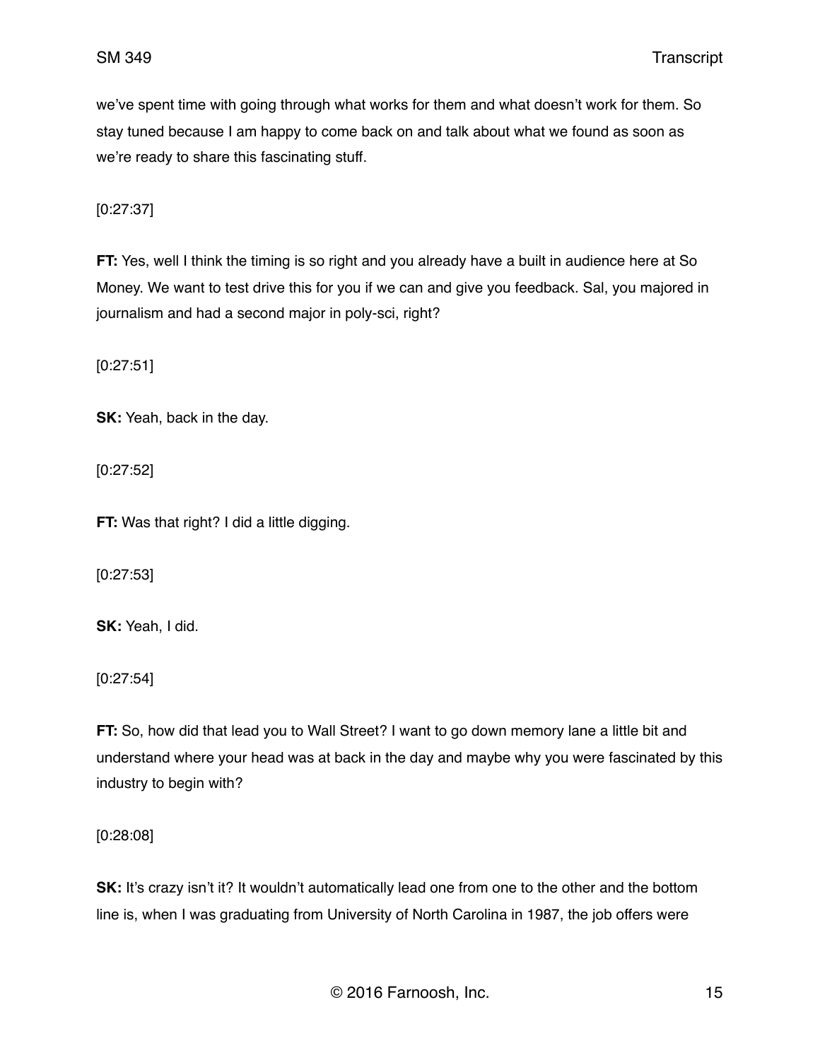we've spent time with going through what works for them and what doesn't work for them. So stay tuned because I am happy to come back on and talk about what we found as soon as we're ready to share this fascinating stuff.

[0:27:37]

**FT:** Yes, well I think the timing is so right and you already have a built in audience here at So Money. We want to test drive this for you if we can and give you feedback. Sal, you majored in journalism and had a second major in poly-sci, right?

[0:27:51]

**SK:** Yeah, back in the day.

[0:27:52]

**FT:** Was that right? I did a little digging.

[0:27:53]

**SK:** Yeah, I did.

[0:27:54]

**FT:** So, how did that lead you to Wall Street? I want to go down memory lane a little bit and understand where your head was at back in the day and maybe why you were fascinated by this industry to begin with?

[0:28:08]

**SK:** It's crazy isn't it? It wouldn't automatically lead one from one to the other and the bottom line is, when I was graduating from University of North Carolina in 1987, the job offers were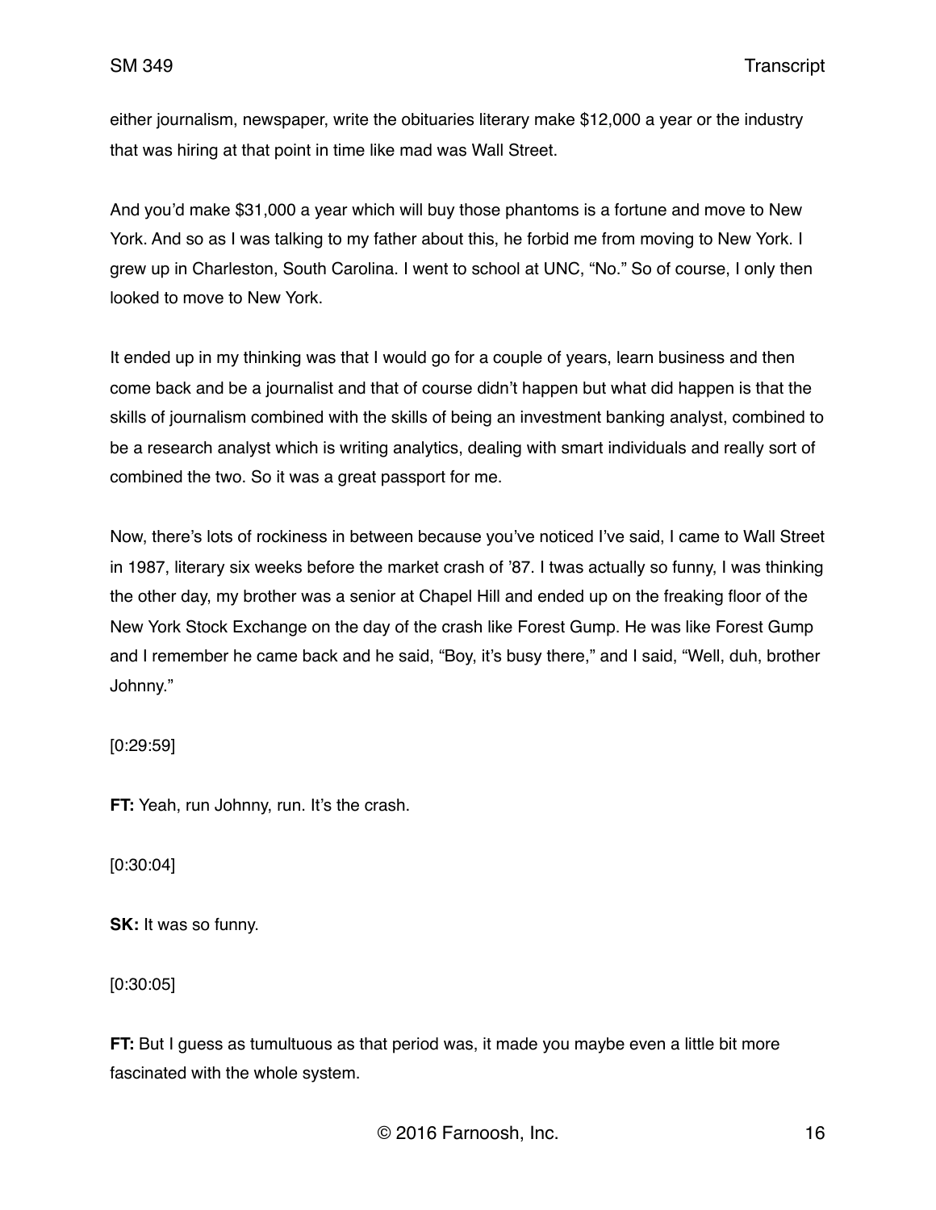either journalism, newspaper, write the obituaries literary make $12,000 a year or the industry that was hiring at that point in time like mad was Wall Street.

And you'd make $31,000 a year which will buy those phantoms is a fortune and move to New York. And so as I was talking to my father about this, he forbid me from moving to New York. I grew up in Charleston, South Carolina. I went to school at UNC, "No." So of course, I only then looked to move to New York.

It ended up in my thinking was that I would go for a couple of years, learn business and then come back and be a journalist and that of course didn't happen but what did happen is that the skills of journalism combined with the skills of being an investment banking analyst, combined to be a research analyst which is writing analytics, dealing with smart individuals and really sort of combined the two. So it was a great passport for me.

Now, there's lots of rockiness in between because you've noticed I've said, I came to Wall Street in 1987, literary six weeks before the market crash of '87. I twas actually so funny, I was thinking the other day, my brother was a senior at Chapel Hill and ended up on the freaking floor of the New York Stock Exchange on the day of the crash like Forest Gump. He was like Forest Gump and I remember he came back and he said, "Boy, it's busy there," and I said, "Well, duh, brother Johnny."

[0:29:59]

**FT:** Yeah, run Johnny, run. It's the crash.

[0:30:04]

**SK:** It was so funny.

[0:30:05]

**FT:** But I guess as tumultuous as that period was, it made you maybe even a little bit more fascinated with the whole system.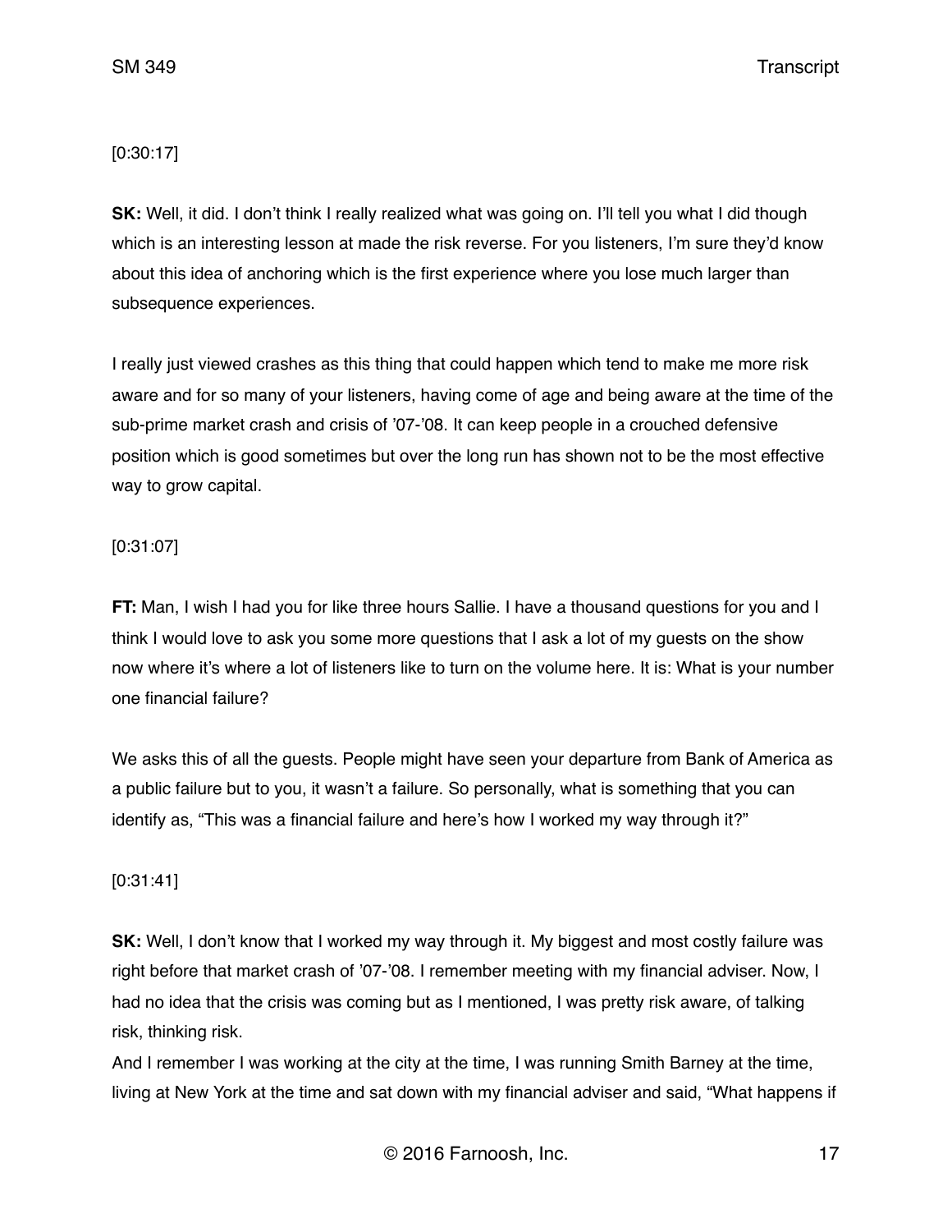[0:30:17]

**SK:** Well, it did. I don't think I really realized what was going on. I'll tell you what I did though which is an interesting lesson at made the risk reverse. For you listeners, I'm sure they'd know about this idea of anchoring which is the first experience where you lose much larger than subsequence experiences.

I really just viewed crashes as this thing that could happen which tend to make me more risk aware and for so many of your listeners, having come of age and being aware at the time of the sub-prime market crash and crisis of '07-'08. It can keep people in a crouched defensive position which is good sometimes but over the long run has shown not to be the most effective way to grow capital.

[0:31:07]

**FT:** Man, I wish I had you for like three hours Sallie. I have a thousand questions for you and I think I would love to ask you some more questions that I ask a lot of my guests on the show now where it's where a lot of listeners like to turn on the volume here. It is: What is your number one financial failure?

We asks this of all the guests. People might have seen your departure from Bank of America as a public failure but to you, it wasn't a failure. So personally, what is something that you can identify as, "This was a financial failure and here's how I worked my way through it?"

[0:31:41]

**SK:** Well, I don't know that I worked my way through it. My biggest and most costly failure was right before that market crash of '07-'08. I remember meeting with my financial adviser. Now, I had no idea that the crisis was coming but as I mentioned, I was pretty risk aware, of talking risk, thinking risk.

And I remember I was working at the city at the time, I was running Smith Barney at the time, living at New York at the time and sat down with my financial adviser and said, "What happens if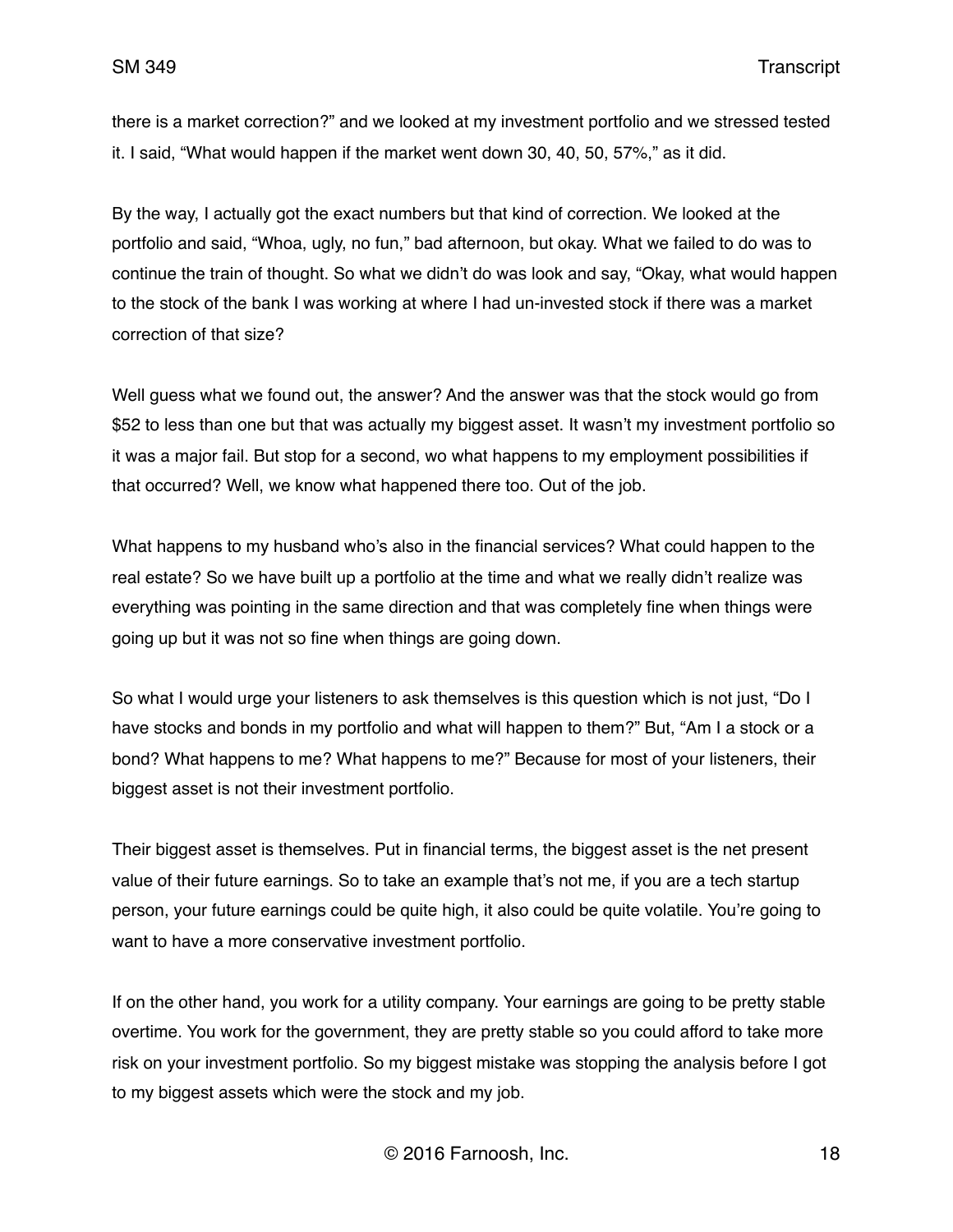there is a market correction?" and we looked at my investment portfolio and we stressed tested it. I said, "What would happen if the market went down 30, 40, 50, 57%," as it did.

By the way, I actually got the exact numbers but that kind of correction. We looked at the portfolio and said, "Whoa, ugly, no fun," bad afternoon, but okay. What we failed to do was to continue the train of thought. So what we didn't do was look and say, "Okay, what would happen to the stock of the bank I was working at where I had un-invested stock if there was a market correction of that size?

Well guess what we found out, the answer? And the answer was that the stock would go from $52 to less than one but that was actually my biggest asset. It wasn't my investment portfolio so it was a major fail. But stop for a second, wo what happens to my employment possibilities if that occurred? Well, we know what happened there too. Out of the job.

What happens to my husband who's also in the financial services? What could happen to the real estate? So we have built up a portfolio at the time and what we really didn't realize was everything was pointing in the same direction and that was completely fine when things were going up but it was not so fine when things are going down.

So what I would urge your listeners to ask themselves is this question which is not just, "Do I have stocks and bonds in my portfolio and what will happen to them?" But, "Am I a stock or a bond? What happens to me? What happens to me?" Because for most of your listeners, their biggest asset is not their investment portfolio.

Their biggest asset is themselves. Put in financial terms, the biggest asset is the net present value of their future earnings. So to take an example that's not me, if you are a tech startup person, your future earnings could be quite high, it also could be quite volatile. You're going to want to have a more conservative investment portfolio.

If on the other hand, you work for a utility company. Your earnings are going to be pretty stable overtime. You work for the government, they are pretty stable so you could afford to take more risk on your investment portfolio. So my biggest mistake was stopping the analysis before I got to my biggest assets which were the stock and my job.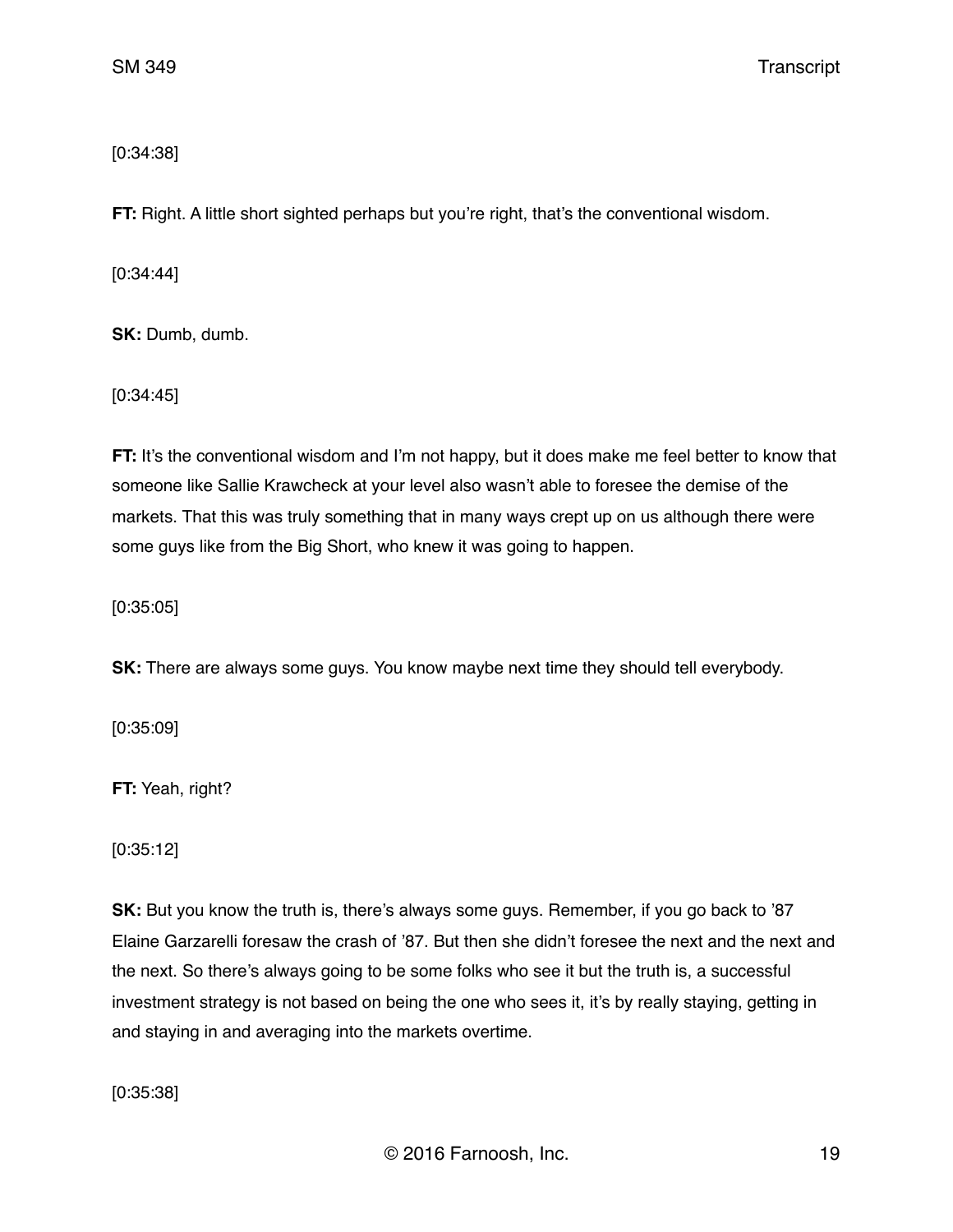[0:34:38]

**FT:** Right. A little short sighted perhaps but you're right, that's the conventional wisdom.

[0:34:44]

**SK:** Dumb, dumb.

[0:34:45]

**FT:** It's the conventional wisdom and I'm not happy, but it does make me feel better to know that someone like Sallie Krawcheck at your level also wasn't able to foresee the demise of the markets. That this was truly something that in many ways crept up on us although there were some guys like from the Big Short, who knew it was going to happen.

[0:35:05]

**SK:** There are always some guys. You know maybe next time they should tell everybody.

[0:35:09]

**FT:** Yeah, right?

[0:35:12]

**SK:** But you know the truth is, there's always some guys. Remember, if you go back to '87 Elaine Garzarelli foresaw the crash of '87. But then she didn't foresee the next and the next and the next. So there's always going to be some folks who see it but the truth is, a successful investment strategy is not based on being the one who sees it, it's by really staying, getting in and staying in and averaging into the markets overtime.

[0:35:38]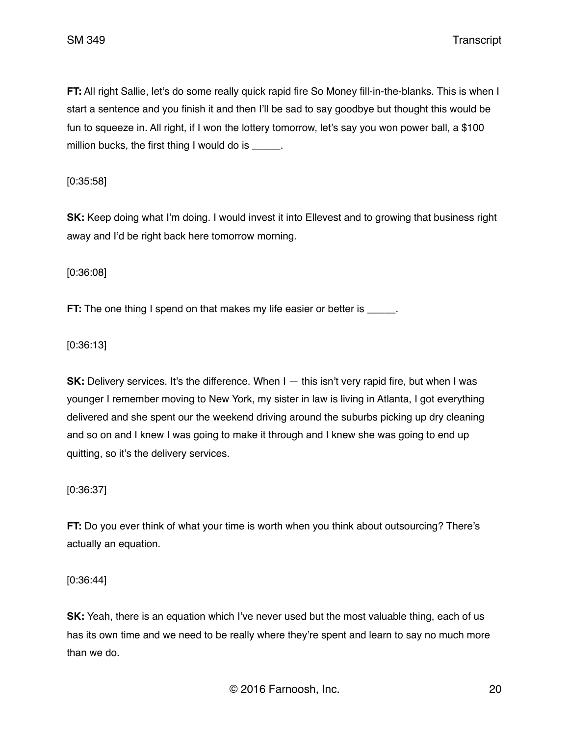**FT:** All right Sallie, let's do some really quick rapid fire So Money fill-in-the-blanks. This is when I start a sentence and you finish it and then I'll be sad to say goodbye but thought this would be fun to squeeze in. All right, if I won the lottery tomorrow, let's say you won power ball, a $100 million bucks, the first thing I would do is _____.

[0:35:58]

**SK:** Keep doing what I'm doing. I would invest it into Ellevest and to growing that business right away and I'd be right back here tomorrow morning.

[0:36:08]

**FT:** The one thing I spend on that makes my life easier or better is _____.

[0:36:13]

**SK:** Delivery services. It's the difference. When I — this isn't very rapid fire, but when I was younger I remember moving to New York, my sister in law is living in Atlanta, I got everything delivered and she spent our the weekend driving around the suburbs picking up dry cleaning and so on and I knew I was going to make it through and I knew she was going to end up quitting, so it's the delivery services.

[0:36:37]

**FT:** Do you ever think of what your time is worth when you think about outsourcing? There's actually an equation.

[0:36:44]

**SK:** Yeah, there is an equation which I've never used but the most valuable thing, each of us has its own time and we need to be really where they're spent and learn to say no much more than we do.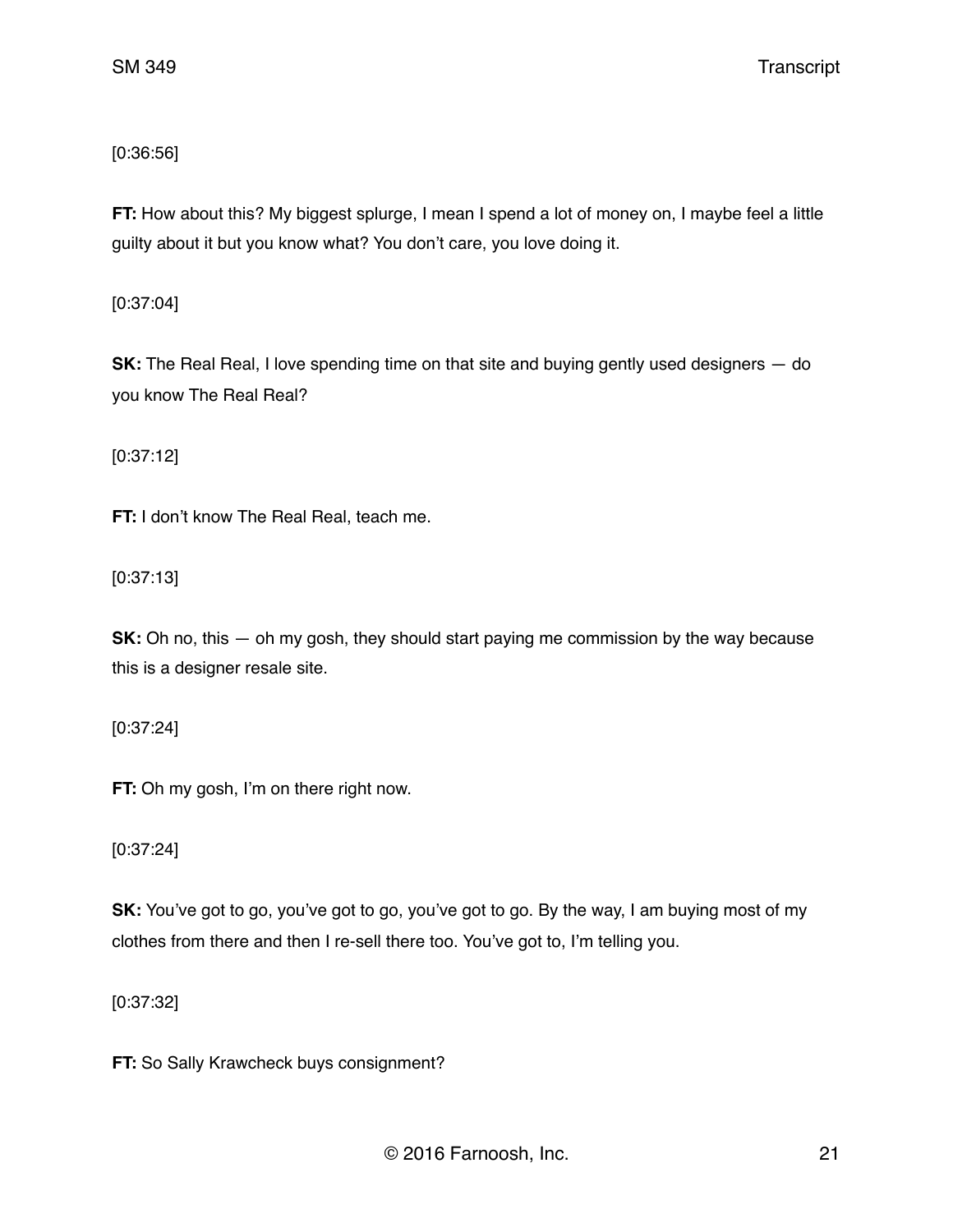[0:36:56]

**FT:** How about this? My biggest splurge, I mean I spend a lot of money on, I maybe feel a little guilty about it but you know what? You don't care, you love doing it.

[0:37:04]

**SK:** The Real Real, I love spending time on that site and buying gently used designers — do you know The Real Real?

[0:37:12]

**FT:** I don't know The Real Real, teach me.

[0:37:13]

**SK:** Oh no, this — oh my gosh, they should start paying me commission by the way because this is a designer resale site.

[0:37:24]

**FT:** Oh my gosh, I'm on there right now.

[0:37:24]

**SK:** You've got to go, you've got to go, you've got to go. By the way, I am buying most of my clothes from there and then I re-sell there too. You've got to, I'm telling you.

[0:37:32]

**FT:** So Sally Krawcheck buys consignment?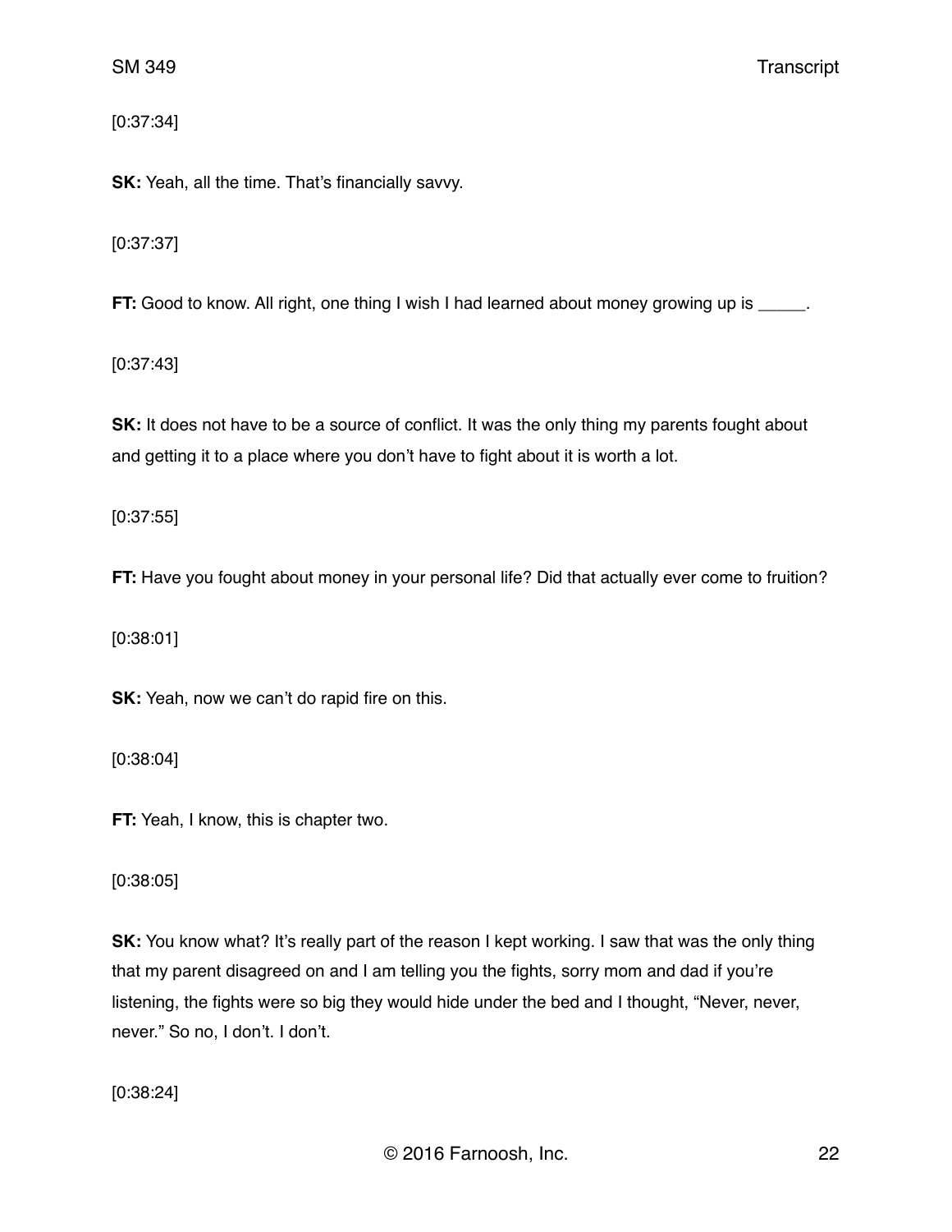[0:37:34]

**SK:** Yeah, all the time. That's financially savvy.

[0:37:37]

**FT:** Good to know. All right, one thing I wish I had learned about money growing up is _____.

[0:37:43]

**SK:** It does not have to be a source of conflict. It was the only thing my parents fought about and getting it to a place where you don't have to fight about it is worth a lot.

[0:37:55]

**FT:** Have you fought about money in your personal life? Did that actually ever come to fruition?

[0:38:01]

**SK:** Yeah, now we can't do rapid fire on this.

[0:38:04]

**FT:** Yeah, I know, this is chapter two.

[0:38:05]

**SK:** You know what? It's really part of the reason I kept working. I saw that was the only thing that my parent disagreed on and I am telling you the fights, sorry mom and dad if you're listening, the fights were so big they would hide under the bed and I thought, "Never, never, never." So no, I don't. I don't.

[0:38:24]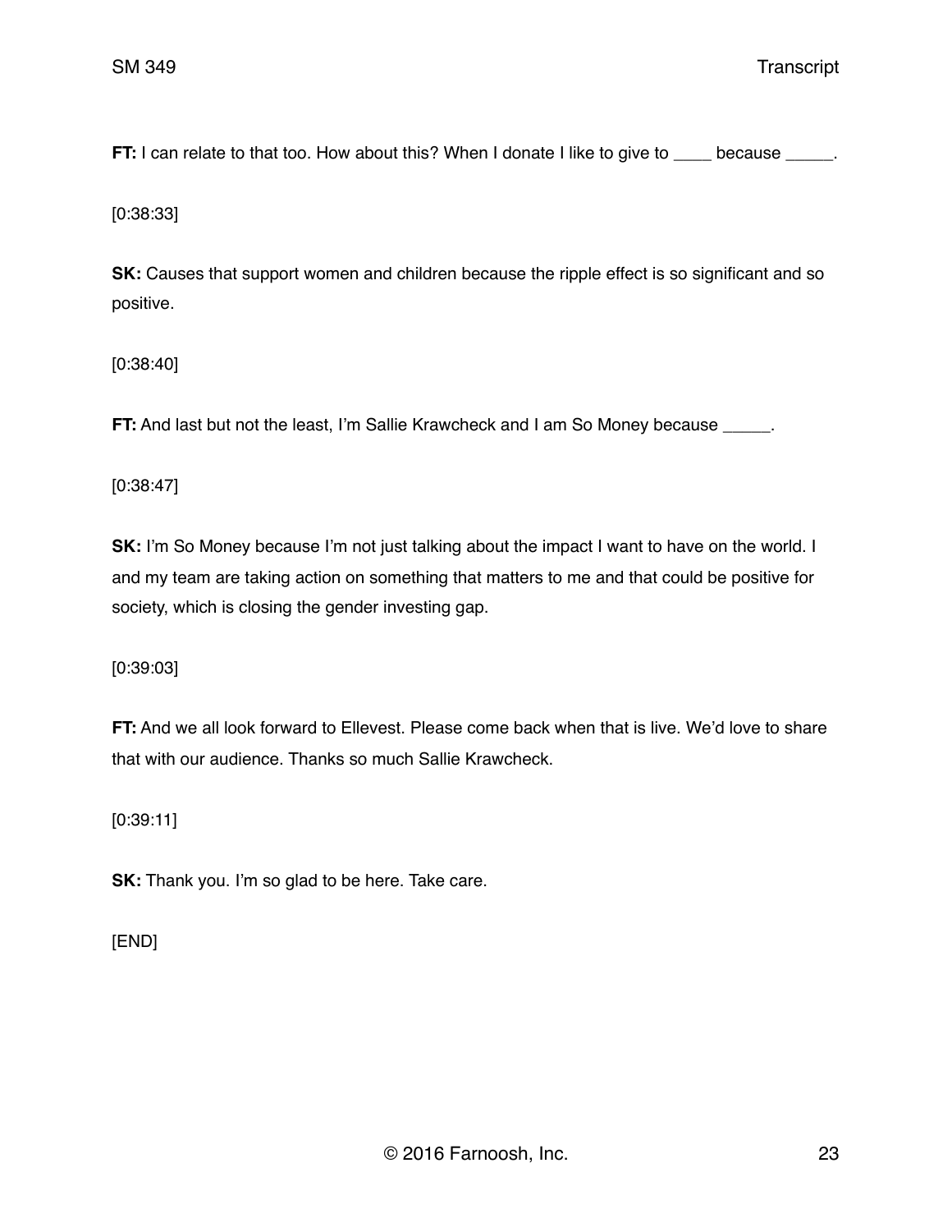**FT:** I can relate to that too. How about this? When I donate I like to give to ____ because _____.

[0:38:33]

**SK:** Causes that support women and children because the ripple effect is so significant and so positive.

[0:38:40]

**FT:** And last but not the least, I'm Sallie Krawcheck and I am So Money because _____.

[0:38:47]

**SK:** I'm So Money because I'm not just talking about the impact I want to have on the world. I and my team are taking action on something that matters to me and that could be positive for society, which is closing the gender investing gap.

[0:39:03]

**FT:** And we all look forward to Ellevest. Please come back when that is live. We'd love to share that with our audience. Thanks so much Sallie Krawcheck.

[0:39:11]

**SK:** Thank you. I'm so glad to be here. Take care.

[END]